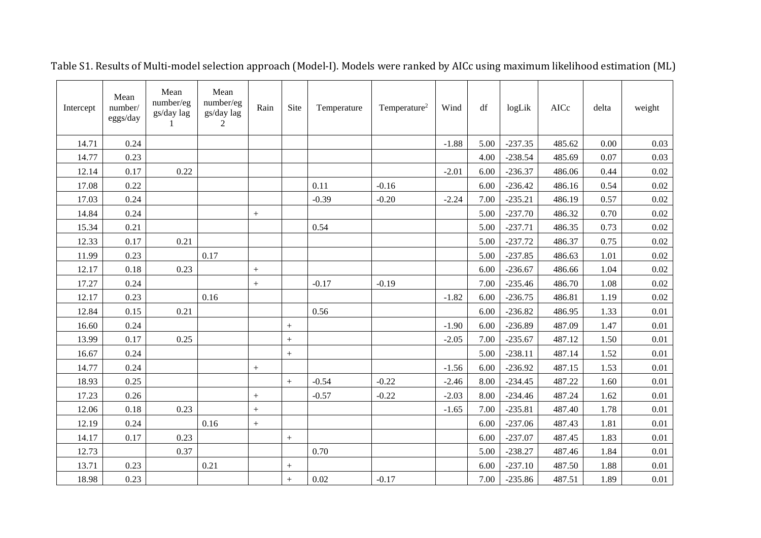Table S1. Results of Multi-model selection approach (Model-I). Models were ranked by AICc using maximum likelihood estimation (ML)

| Intercept | Mean number/eggs/day | Mean number/eggs/day lag 1 | Mean number/eggs/day lag 2 | Rain | Site | Temperature | Temperature$^2$ | Wind | df | logLik | AICc | delta | weight |
|---|---|---|---|---|---|---|---|---|---|---|---|---|---|
| 14.71 | 0.24 | | | | | | | -1.88 | 5.00 | -237.35 | 485.62 | 0.00 | 0.03 |
| 14.77 | 0.23 | | | | | | | | 4.00 | -238.54 | 485.69 | 0.07 | 0.03 |
| 12.14 | 0.17 | 0.22 | | | | | | -2.01 | 6.00 | -236.37 | 486.06 | 0.44 | 0.02 |
| 17.08 | 0.22 | | | | | 0.11 | -0.16 | | 6.00 | -236.42 | 486.16 | 0.54 | 0.02 |
| 17.03 | 0.24 | | | | | -0.39 | -0.20 | -2.24 | 7.00 | -235.21 | 486.19 | 0.57 | 0.02 |
| 14.84 | 0.24 | | | + | | | | | 5.00 | -237.70 | 486.32 | 0.70 | 0.02 |
| 15.34 | 0.21 | | | | | 0.54 | | | 5.00 | -237.71 | 486.35 | 0.73 | 0.02 |
| 12.33 | 0.17 | 0.21 | | | | | | | 5.00 | -237.72 | 486.37 | 0.75 | 0.02 |
| 11.99 | 0.23 | | 0.17 | | | | | | 5.00 | -237.85 | 486.63 | 1.01 | 0.02 |
| 12.17 | 0.18 | 0.23 | | + | | | | | 6.00 | -236.67 | 486.66 | 1.04 | 0.02 |
| 17.27 | 0.24 | | | + | | -0.17 | -0.19 | | 7.00 | -235.46 | 486.70 | 1.08 | 0.02 |
| 12.17 | 0.23 | | 0.16 | | | | | -1.82 | 6.00 | -236.75 | 486.81 | 1.19 | 0.02 |
| 12.84 | 0.15 | 0.21 | | | | 0.56 | | | 6.00 | -236.82 | 486.95 | 1.33 | 0.01 |
| 16.60 | 0.24 | | | | + | | | -1.90 | 6.00 | -236.89 | 487.09 | 1.47 | 0.01 |
| 13.99 | 0.17 | 0.25 | | | + | | | -2.05 | 7.00 | -235.67 | 487.12 | 1.50 | 0.01 |
| 16.67 | 0.24 | | | | + | | | | 5.00 | -238.11 | 487.14 | 1.52 | 0.01 |
| 14.77 | 0.24 | | | + | | | | -1.56 | 6.00 | -236.92 | 487.15 | 1.53 | 0.01 |
| 18.93 | 0.25 | | | | + | -0.54 | -0.22 | -2.46 | 8.00 | -234.45 | 487.22 | 1.60 | 0.01 |
| 17.23 | 0.26 | | | + | | -0.57 | -0.22 | -2.03 | 8.00 | -234.46 | 487.24 | 1.62 | 0.01 |
| 12.06 | 0.18 | 0.23 | | + | | | | -1.65 | 7.00 | -235.81 | 487.40 | 1.78 | 0.01 |
| 12.19 | 0.24 | | 0.16 | + | | | | | 6.00 | -237.06 | 487.43 | 1.81 | 0.01 |
| 14.17 | 0.17 | 0.23 | | | + | | | | 6.00 | -237.07 | 487.45 | 1.83 | 0.01 |
| 12.73 | | 0.37 | | | | 0.70 | | | 5.00 | -238.27 | 487.46 | 1.84 | 0.01 |
| 13.71 | 0.23 | | 0.21 | | + | | | | 6.00 | -237.10 | 487.50 | 1.88 | 0.01 |
| 18.98 | 0.23 | | | | + | 0.02 | -0.17 | | 7.00 | -235.86 | 487.51 | 1.89 | 0.01 |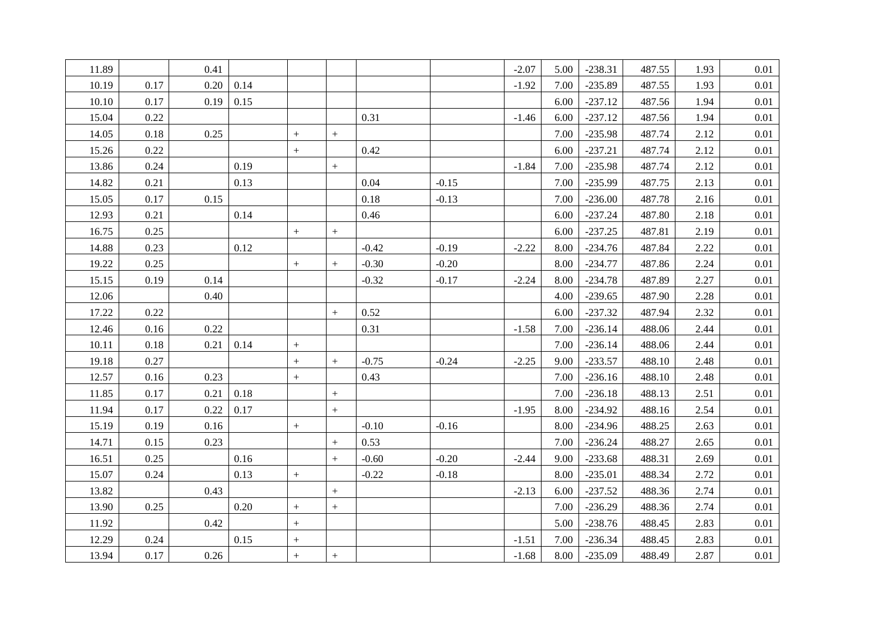| | | | | | | | | | | | | | |
|---|---|---|---|---|---|---|---|---|---|---|---|---|---|
| 11.89 | | 0.41 | | | | | | -2.07 | 5.00 | -238.31 | 487.55 | 1.93 | 0.01 |
| 10.19 | 0.17 | 0.20 | 0.14 | | | | | -1.92 | 7.00 | -235.89 | 487.55 | 1.93 | 0.01 |
| 10.10 | 0.17 | 0.19 | 0.15 | | | | | | 6.00 | -237.12 | 487.56 | 1.94 | 0.01 |
| 15.04 | 0.22 | | | | | 0.31 | | -1.46 | 6.00 | -237.12 | 487.56 | 1.94 | 0.01 |
| 14.05 | 0.18 | 0.25 | | + | + | | | | 7.00 | -235.98 | 487.74 | 2.12 | 0.01 |
| 15.26 | 0.22 | | | + | | 0.42 | | | 6.00 | -237.21 | 487.74 | 2.12 | 0.01 |
| 13.86 | 0.24 | | 0.19 | | + | | | -1.84 | 7.00 | -235.98 | 487.74 | 2.12 | 0.01 |
| 14.82 | 0.21 | | 0.13 | | | 0.04 | -0.15 | | 7.00 | -235.99 | 487.75 | 2.13 | 0.01 |
| 15.05 | 0.17 | 0.15 | | | | 0.18 | -0.13 | | 7.00 | -236.00 | 487.78 | 2.16 | 0.01 |
| 12.93 | 0.21 | | 0.14 | | | 0.46 | | | 6.00 | -237.24 | 487.80 | 2.18 | 0.01 |
| 16.75 | 0.25 | | | + | + | | | | 6.00 | -237.25 | 487.81 | 2.19 | 0.01 |
| 14.88 | 0.23 | | 0.12 | | | -0.42 | -0.19 | -2.22 | 8.00 | -234.76 | 487.84 | 2.22 | 0.01 |
| 19.22 | 0.25 | | | + | + | -0.30 | -0.20 | | 8.00 | -234.77 | 487.86 | 2.24 | 0.01 |
| 15.15 | 0.19 | 0.14 | | | | -0.32 | -0.17 | -2.24 | 8.00 | -234.78 | 487.89 | 2.27 | 0.01 |
| 12.06 | | 0.40 | | | | | | | 4.00 | -239.65 | 487.90 | 2.28 | 0.01 |
| 17.22 | 0.22 | | | | + | 0.52 | | | 6.00 | -237.32 | 487.94 | 2.32 | 0.01 |
| 12.46 | 0.16 | 0.22 | | | | 0.31 | | -1.58 | 7.00 | -236.14 | 488.06 | 2.44 | 0.01 |
| 10.11 | 0.18 | 0.21 | 0.14 | + | | | | | 7.00 | -236.14 | 488.06 | 2.44 | 0.01 |
| 19.18 | 0.27 | | | + | + | -0.75 | -0.24 | -2.25 | 9.00 | -233.57 | 488.10 | 2.48 | 0.01 |
| 12.57 | 0.16 | 0.23 | | + | | 0.43 | | | 7.00 | -236.16 | 488.10 | 2.48 | 0.01 |
| 11.85 | 0.17 | 0.21 | 0.18 | | + | | | | 7.00 | -236.18 | 488.13 | 2.51 | 0.01 |
| 11.94 | 0.17 | 0.22 | 0.17 | | + | | | -1.95 | 8.00 | -234.92 | 488.16 | 2.54 | 0.01 |
| 15.19 | 0.19 | 0.16 | | + | | -0.10 | -0.16 | | 8.00 | -234.96 | 488.25 | 2.63 | 0.01 |
| 14.71 | 0.15 | 0.23 | | | + | 0.53 | | | 7.00 | -236.24 | 488.27 | 2.65 | 0.01 |
| 16.51 | 0.25 | | 0.16 | | + | -0.60 | -0.20 | -2.44 | 9.00 | -233.68 | 488.31 | 2.69 | 0.01 |
| 15.07 | 0.24 | | 0.13 | + | | -0.22 | -0.18 | | 8.00 | -235.01 | 488.34 | 2.72 | 0.01 |
| 13.82 | | 0.43 | | | + | | | -2.13 | 6.00 | -237.52 | 488.36 | 2.74 | 0.01 |
| 13.90 | 0.25 | | 0.20 | + | + | | | | 7.00 | -236.29 | 488.36 | 2.74 | 0.01 |
| 11.92 | | 0.42 | | + | | | | | 5.00 | -238.76 | 488.45 | 2.83 | 0.01 |
| 12.29 | 0.24 | | 0.15 | + | | | | -1.51 | 7.00 | -236.34 | 488.45 | 2.83 | 0.01 |
| 13.94 | 0.17 | 0.26 | | + | + | | | -1.68 | 8.00 | -235.09 | 488.49 | 2.87 | 0.01 |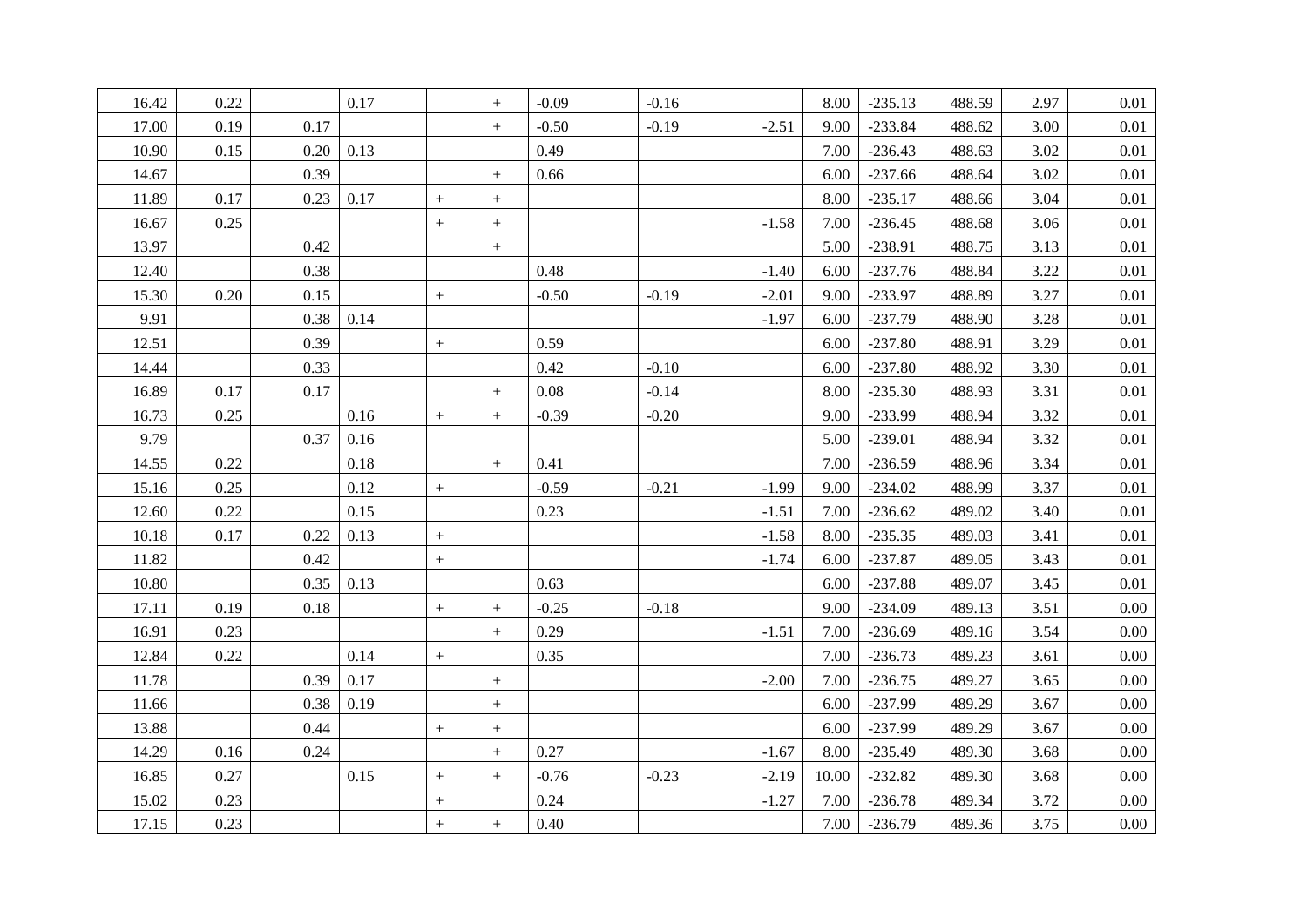| | | | | | | | | | | | | | |
|---|---|---|---|---|---|---|---|---|---|---|---|---|---|
| 16.42 | 0.22 | | 0.17 | | + | -0.09 | -0.16 | | 8.00 | -235.13 | 488.59 | 2.97 | 0.01 |
| 17.00 | 0.19 | 0.17 | | | + | -0.50 | -0.19 | -2.51 | 9.00 | -233.84 | 488.62 | 3.00 | 0.01 |
| 10.90 | 0.15 | 0.20 | 0.13 | | | 0.49 | | | 7.00 | -236.43 | 488.63 | 3.02 | 0.01 |
| 14.67 | | 0.39 | | | + | 0.66 | | | 6.00 | -237.66 | 488.64 | 3.02 | 0.01 |
| 11.89 | 0.17 | 0.23 | 0.17 | + | + | | | | 8.00 | -235.17 | 488.66 | 3.04 | 0.01 |
| 16.67 | 0.25 | | | + | + | | | -1.58 | 7.00 | -236.45 | 488.68 | 3.06 | 0.01 |
| 13.97 | | 0.42 | | | + | | | | 5.00 | -238.91 | 488.75 | 3.13 | 0.01 |
| 12.40 | | 0.38 | | | | 0.48 | | -1.40 | 6.00 | -237.76 | 488.84 | 3.22 | 0.01 |
| 15.30 | 0.20 | 0.15 | | + | | -0.50 | -0.19 | -2.01 | 9.00 | -233.97 | 488.89 | 3.27 | 0.01 |
| 9.91 | | 0.38 | 0.14 | | | | | -1.97 | 6.00 | -237.79 | 488.90 | 3.28 | 0.01 |
| 12.51 | | 0.39 | | + | | 0.59 | | | 6.00 | -237.80 | 488.91 | 3.29 | 0.01 |
| 14.44 | | 0.33 | | | | 0.42 | -0.10 | | 6.00 | -237.80 | 488.92 | 3.30 | 0.01 |
| 16.89 | 0.17 | 0.17 | | | + | 0.08 | -0.14 | | 8.00 | -235.30 | 488.93 | 3.31 | 0.01 |
| 16.73 | 0.25 | | 0.16 | + | + | -0.39 | -0.20 | | 9.00 | -233.99 | 488.94 | 3.32 | 0.01 |
| 9.79 | | 0.37 | 0.16 | | | | | | 5.00 | -239.01 | 488.94 | 3.32 | 0.01 |
| 14.55 | 0.22 | | 0.18 | | + | 0.41 | | | 7.00 | -236.59 | 488.96 | 3.34 | 0.01 |
| 15.16 | 0.25 | | 0.12 | + | | -0.59 | -0.21 | -1.99 | 9.00 | -234.02 | 488.99 | 3.37 | 0.01 |
| 12.60 | 0.22 | | 0.15 | | | 0.23 | | -1.51 | 7.00 | -236.62 | 489.02 | 3.40 | 0.01 |
| 10.18 | 0.17 | 0.22 | 0.13 | + | | | | -1.58 | 8.00 | -235.35 | 489.03 | 3.41 | 0.01 |
| 11.82 | | 0.42 | | + | | | | -1.74 | 6.00 | -237.87 | 489.05 | 3.43 | 0.01 |
| 10.80 | | 0.35 | 0.13 | | | 0.63 | | | 6.00 | -237.88 | 489.07 | 3.45 | 0.01 |
| 17.11 | 0.19 | 0.18 | | + | + | -0.25 | -0.18 | | 9.00 | -234.09 | 489.13 | 3.51 | 0.00 |
| 16.91 | 0.23 | | | | + | 0.29 | | -1.51 | 7.00 | -236.69 | 489.16 | 3.54 | 0.00 |
| 12.84 | 0.22 | | 0.14 | + | | 0.35 | | | 7.00 | -236.73 | 489.23 | 3.61 | 0.00 |
| 11.78 | | 0.39 | 0.17 | | + | | | -2.00 | 7.00 | -236.75 | 489.27 | 3.65 | 0.00 |
| 11.66 | | 0.38 | 0.19 | | + | | | | 6.00 | -237.99 | 489.29 | 3.67 | 0.00 |
| 13.88 | | 0.44 | | + | + | | | | 6.00 | -237.99 | 489.29 | 3.67 | 0.00 |
| 14.29 | 0.16 | 0.24 | | | + | 0.27 | | -1.67 | 8.00 | -235.49 | 489.30 | 3.68 | 0.00 |
| 16.85 | 0.27 | | 0.15 | + | + | -0.76 | -0.23 | -2.19 | 10.00 | -232.82 | 489.30 | 3.68 | 0.00 |
| 15.02 | 0.23 | | | + | | 0.24 | | -1.27 | 7.00 | -236.78 | 489.34 | 3.72 | 0.00 |
| 17.15 | 0.23 | | | + | + | 0.40 | | | 7.00 | -236.79 | 489.36 | 3.75 | 0.00 |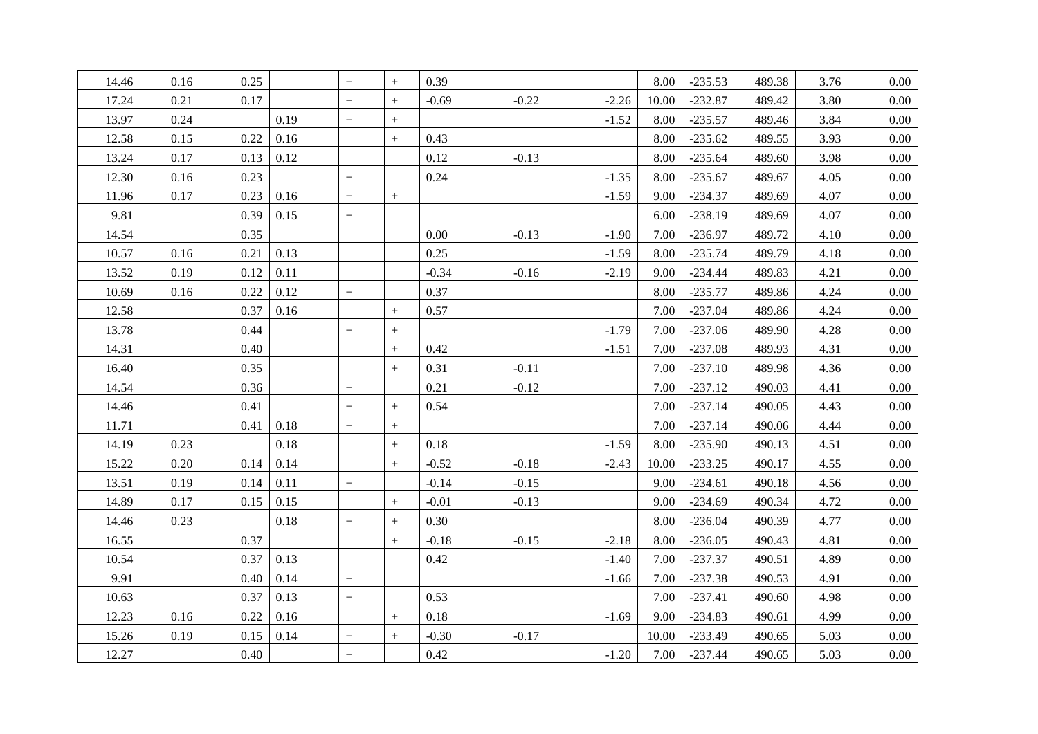| | | | | | | | | | | | | | |
|---|---|---|---|---|---|---|---|---|---|---|---|---|---|
| 14.46 | 0.16 | 0.25 | | + | + | 0.39 | | | 8.00 | -235.53 | 489.38 | 3.76 | 0.00 |
| 17.24 | 0.21 | 0.17 | | + | + | -0.69 | -0.22 | -2.26 | 10.00 | -232.87 | 489.42 | 3.80 | 0.00 |
| 13.97 | 0.24 | | 0.19 | + | + | | | -1.52 | 8.00 | -235.57 | 489.46 | 3.84 | 0.00 |
| 12.58 | 0.15 | 0.22 | 0.16 | | + | 0.43 | | | 8.00 | -235.62 | 489.55 | 3.93 | 0.00 |
| 13.24 | 0.17 | 0.13 | 0.12 | | | 0.12 | -0.13 | | 8.00 | -235.64 | 489.60 | 3.98 | 0.00 |
| 12.30 | 0.16 | 0.23 | | + | | 0.24 | | -1.35 | 8.00 | -235.67 | 489.67 | 4.05 | 0.00 |
| 11.96 | 0.17 | 0.23 | 0.16 | + | + | | | -1.59 | 9.00 | -234.37 | 489.69 | 4.07 | 0.00 |
| 9.81 | | 0.39 | 0.15 | + | | | | | 6.00 | -238.19 | 489.69 | 4.07 | 0.00 |
| 14.54 | | 0.35 | | | | 0.00 | -0.13 | -1.90 | 7.00 | -236.97 | 489.72 | 4.10 | 0.00 |
| 10.57 | 0.16 | 0.21 | 0.13 | | | 0.25 | | -1.59 | 8.00 | -235.74 | 489.79 | 4.18 | 0.00 |
| 13.52 | 0.19 | 0.12 | 0.11 | | | -0.34 | -0.16 | -2.19 | 9.00 | -234.44 | 489.83 | 4.21 | 0.00 |
| 10.69 | 0.16 | 0.22 | 0.12 | + | | 0.37 | | | 8.00 | -235.77 | 489.86 | 4.24 | 0.00 |
| 12.58 | | 0.37 | 0.16 | | + | 0.57 | | | 7.00 | -237.04 | 489.86 | 4.24 | 0.00 |
| 13.78 | | 0.44 | | + | + | | | -1.79 | 7.00 | -237.06 | 489.90 | 4.28 | 0.00 |
| 14.31 | | 0.40 | | | + | 0.42 | | -1.51 | 7.00 | -237.08 | 489.93 | 4.31 | 0.00 |
| 16.40 | | 0.35 | | | + | 0.31 | -0.11 | | 7.00 | -237.10 | 489.98 | 4.36 | 0.00 |
| 14.54 | | 0.36 | | + | | 0.21 | -0.12 | | 7.00 | -237.12 | 490.03 | 4.41 | 0.00 |
| 14.46 | | 0.41 | | + | + | 0.54 | | | 7.00 | -237.14 | 490.05 | 4.43 | 0.00 |
| 11.71 | | 0.41 | 0.18 | + | + | | | | 7.00 | -237.14 | 490.06 | 4.44 | 0.00 |
| 14.19 | 0.23 | | 0.18 | | + | 0.18 | | -1.59 | 8.00 | -235.90 | 490.13 | 4.51 | 0.00 |
| 15.22 | 0.20 | 0.14 | 0.14 | | + | -0.52 | -0.18 | -2.43 | 10.00 | -233.25 | 490.17 | 4.55 | 0.00 |
| 13.51 | 0.19 | 0.14 | 0.11 | + | | -0.14 | -0.15 | | 9.00 | -234.61 | 490.18 | 4.56 | 0.00 |
| 14.89 | 0.17 | 0.15 | 0.15 | | + | -0.01 | -0.13 | | 9.00 | -234.69 | 490.34 | 4.72 | 0.00 |
| 14.46 | 0.23 | | 0.18 | + | + | 0.30 | | | 8.00 | -236.04 | 490.39 | 4.77 | 0.00 |
| 16.55 | | 0.37 | | | + | -0.18 | -0.15 | -2.18 | 8.00 | -236.05 | 490.43 | 4.81 | 0.00 |
| 10.54 | | 0.37 | 0.13 | | | 0.42 | | -1.40 | 7.00 | -237.37 | 490.51 | 4.89 | 0.00 |
| 9.91 | | 0.40 | 0.14 | + | | | | -1.66 | 7.00 | -237.38 | 490.53 | 4.91 | 0.00 |
| 10.63 | | 0.37 | 0.13 | + | | 0.53 | | | 7.00 | -237.41 | 490.60 | 4.98 | 0.00 |
| 12.23 | 0.16 | 0.22 | 0.16 | | + | 0.18 | | -1.69 | 9.00 | -234.83 | 490.61 | 4.99 | 0.00 |
| 15.26 | 0.19 | 0.15 | 0.14 | + | + | -0.30 | -0.17 | | 10.00 | -233.49 | 490.65 | 5.03 | 0.00 |
| 12.27 | | 0.40 | | + | | 0.42 | | -1.20 | 7.00 | -237.44 | 490.65 | 5.03 | 0.00 |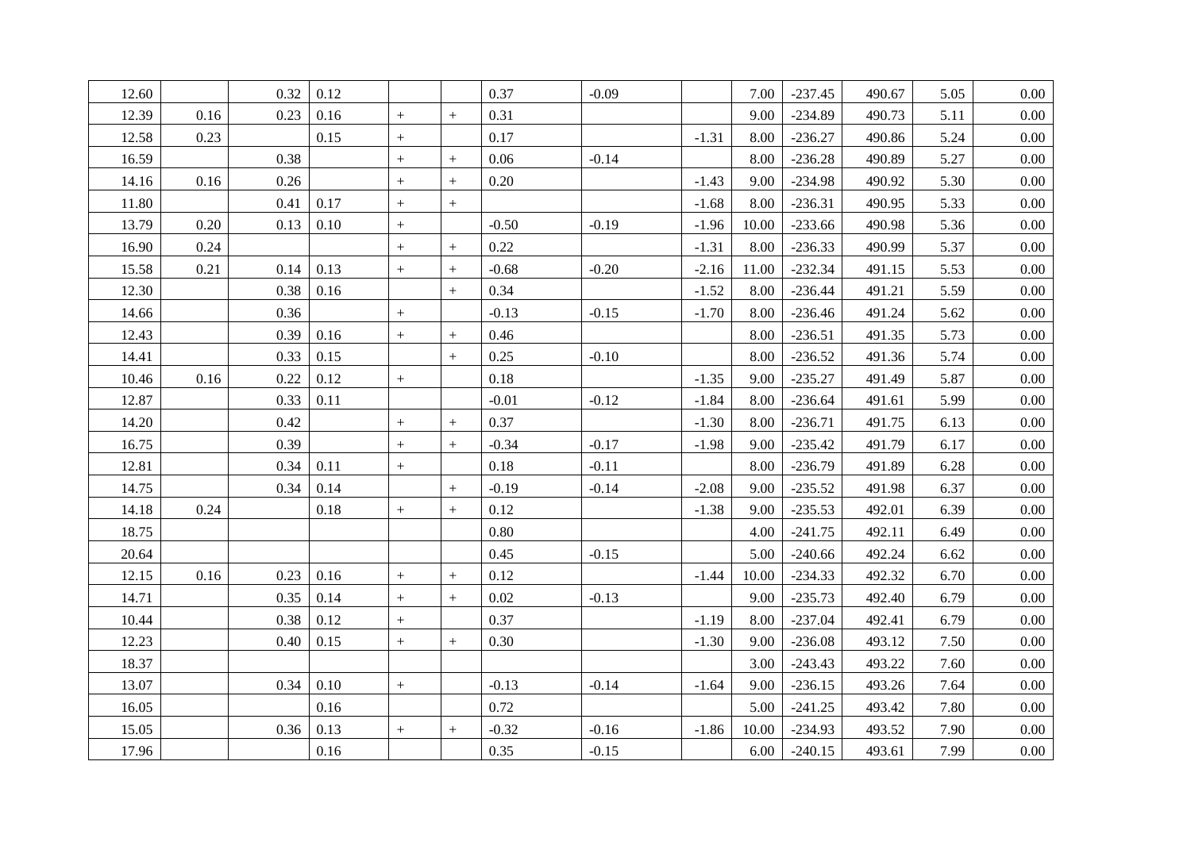| | | | | | | | | | | | | | |
|---|---|---|---|---|---|---|---|---|---|---|---|---|---|
| 12.60 | | 0.32 | 0.12 | | | 0.37 | -0.09 | | 7.00 | -237.45 | 490.67 | 5.05 | 0.00 |
| 12.39 | 0.16 | 0.23 | 0.16 | + | + | 0.31 | | | 9.00 | -234.89 | 490.73 | 5.11 | 0.00 |
| 12.58 | 0.23 | | 0.15 | + | | 0.17 | | -1.31 | 8.00 | -236.27 | 490.86 | 5.24 | 0.00 |
| 16.59 | | 0.38 | | + | + | 0.06 | -0.14 | | 8.00 | -236.28 | 490.89 | 5.27 | 0.00 |
| 14.16 | 0.16 | 0.26 | | + | + | 0.20 | | -1.43 | 9.00 | -234.98 | 490.92 | 5.30 | 0.00 |
| 11.80 | | 0.41 | 0.17 | + | + | | | -1.68 | 8.00 | -236.31 | 490.95 | 5.33 | 0.00 |
| 13.79 | 0.20 | 0.13 | 0.10 | + | | -0.50 | -0.19 | -1.96 | 10.00 | -233.66 | 490.98 | 5.36 | 0.00 |
| 16.90 | 0.24 | | | + | + | 0.22 | | -1.31 | 8.00 | -236.33 | 490.99 | 5.37 | 0.00 |
| 15.58 | 0.21 | 0.14 | 0.13 | + | + | -0.68 | -0.20 | -2.16 | 11.00 | -232.34 | 491.15 | 5.53 | 0.00 |
| 12.30 | | 0.38 | 0.16 | | + | 0.34 | | -1.52 | 8.00 | -236.44 | 491.21 | 5.59 | 0.00 |
| 14.66 | | 0.36 | | + | | -0.13 | -0.15 | -1.70 | 8.00 | -236.46 | 491.24 | 5.62 | 0.00 |
| 12.43 | | 0.39 | 0.16 | + | + | 0.46 | | | 8.00 | -236.51 | 491.35 | 5.73 | 0.00 |
| 14.41 | | 0.33 | 0.15 | | + | 0.25 | -0.10 | | 8.00 | -236.52 | 491.36 | 5.74 | 0.00 |
| 10.46 | 0.16 | 0.22 | 0.12 | + | | 0.18 | | -1.35 | 9.00 | -235.27 | 491.49 | 5.87 | 0.00 |
| 12.87 | | 0.33 | 0.11 | | | -0.01 | -0.12 | -1.84 | 8.00 | -236.64 | 491.61 | 5.99 | 0.00 |
| 14.20 | | 0.42 | | + | + | 0.37 | | -1.30 | 8.00 | -236.71 | 491.75 | 6.13 | 0.00 |
| 16.75 | | 0.39 | | + | + | -0.34 | -0.17 | -1.98 | 9.00 | -235.42 | 491.79 | 6.17 | 0.00 |
| 12.81 | | 0.34 | 0.11 | + | | 0.18 | -0.11 | | 8.00 | -236.79 | 491.89 | 6.28 | 0.00 |
| 14.75 | | 0.34 | 0.14 | | + | -0.19 | -0.14 | -2.08 | 9.00 | -235.52 | 491.98 | 6.37 | 0.00 |
| 14.18 | 0.24 | | 0.18 | + | + | 0.12 | | -1.38 | 9.00 | -235.53 | 492.01 | 6.39 | 0.00 |
| 18.75 | | | | | | 0.80 | | | 4.00 | -241.75 | 492.11 | 6.49 | 0.00 |
| 20.64 | | | | | | 0.45 | -0.15 | | 5.00 | -240.66 | 492.24 | 6.62 | 0.00 |
| 12.15 | 0.16 | 0.23 | 0.16 | + | + | 0.12 | | -1.44 | 10.00 | -234.33 | 492.32 | 6.70 | 0.00 |
| 14.71 | | 0.35 | 0.14 | + | + | 0.02 | -0.13 | | 9.00 | -235.73 | 492.40 | 6.79 | 0.00 |
| 10.44 | | 0.38 | 0.12 | + | | 0.37 | | -1.19 | 8.00 | -237.04 | 492.41 | 6.79 | 0.00 |
| 12.23 | | 0.40 | 0.15 | + | + | 0.30 | | -1.30 | 9.00 | -236.08 | 493.12 | 7.50 | 0.00 |
| 18.37 | | | | | | | | | 3.00 | -243.43 | 493.22 | 7.60 | 0.00 |
| 13.07 | | 0.34 | 0.10 | + | | -0.13 | -0.14 | -1.64 | 9.00 | -236.15 | 493.26 | 7.64 | 0.00 |
| 16.05 | | | 0.16 | | | 0.72 | | | 5.00 | -241.25 | 493.42 | 7.80 | 0.00 |
| 15.05 | | 0.36 | 0.13 | + | + | -0.32 | -0.16 | -1.86 | 10.00 | -234.93 | 493.52 | 7.90 | 0.00 |
| 17.96 | | | 0.16 | | | 0.35 | -0.15 | | 6.00 | -240.15 | 493.61 | 7.99 | 0.00 |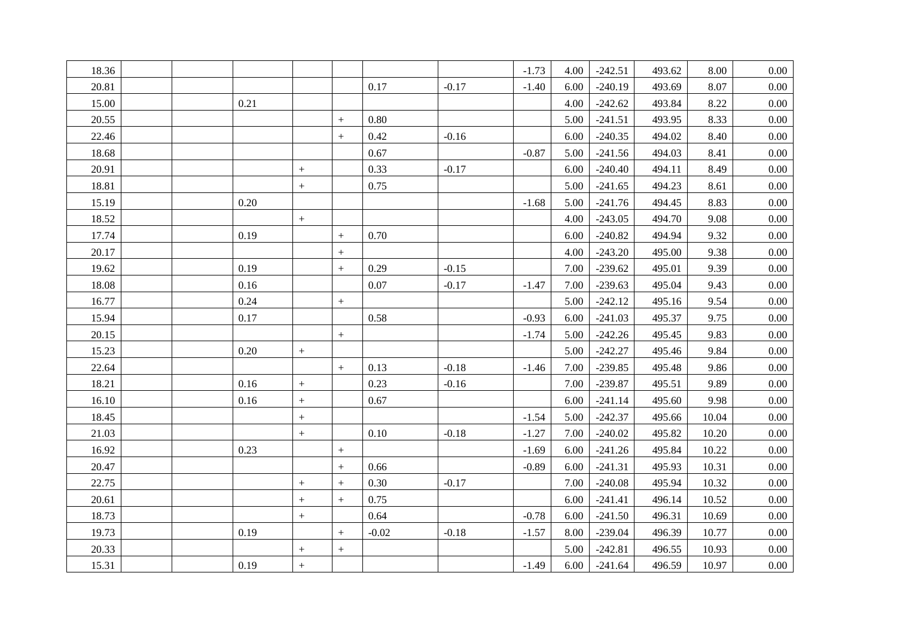| | | | | | | | | | | | | | |
|---|---|---|---|---|---|---|---|---|---|---|---|---|---|
| 18.36 | | | | | | | | -1.73 | 4.00 | -242.51 | 493.62 | 8.00 | 0.00 |
| 20.81 | | | | | | 0.17 | -0.17 | -1.40 | 6.00 | -240.19 | 493.69 | 8.07 | 0.00 |
| 15.00 | | | 0.21 | | | | | | 4.00 | -242.62 | 493.84 | 8.22 | 0.00 |
| 20.55 | | | | | + | 0.80 | | | 5.00 | -241.51 | 493.95 | 8.33 | 0.00 |
| 22.46 | | | | | + | 0.42 | -0.16 | | 6.00 | -240.35 | 494.02 | 8.40 | 0.00 |
| 18.68 | | | | | | 0.67 | | -0.87 | 5.00 | -241.56 | 494.03 | 8.41 | 0.00 |
| 20.91 | | | | + | | 0.33 | -0.17 | | 6.00 | -240.40 | 494.11 | 8.49 | 0.00 |
| 18.81 | | | | + | | 0.75 | | | 5.00 | -241.65 | 494.23 | 8.61 | 0.00 |
| 15.19 | | | 0.20 | | | | | -1.68 | 5.00 | -241.76 | 494.45 | 8.83 | 0.00 |
| 18.52 | | | | + | | | | | 4.00 | -243.05 | 494.70 | 9.08 | 0.00 |
| 17.74 | | | 0.19 | | + | 0.70 | | | 6.00 | -240.82 | 494.94 | 9.32 | 0.00 |
| 20.17 | | | | | + | | | | 4.00 | -243.20 | 495.00 | 9.38 | 0.00 |
| 19.62 | | | 0.19 | | + | 0.29 | -0.15 | | 7.00 | -239.62 | 495.01 | 9.39 | 0.00 |
| 18.08 | | | 0.16 | | | 0.07 | -0.17 | -1.47 | 7.00 | -239.63 | 495.04 | 9.43 | 0.00 |
| 16.77 | | | 0.24 | | + | | | | 5.00 | -242.12 | 495.16 | 9.54 | 0.00 |
| 15.94 | | | 0.17 | | | 0.58 | | -0.93 | 6.00 | -241.03 | 495.37 | 9.75 | 0.00 |
| 20.15 | | | | | + | | | -1.74 | 5.00 | -242.26 | 495.45 | 9.83 | 0.00 |
| 15.23 | | | 0.20 | + | | | | | 5.00 | -242.27 | 495.46 | 9.84 | 0.00 |
| 22.64 | | | | | + | 0.13 | -0.18 | -1.46 | 7.00 | -239.85 | 495.48 | 9.86 | 0.00 |
| 18.21 | | | 0.16 | + | | 0.23 | -0.16 | | 7.00 | -239.87 | 495.51 | 9.89 | 0.00 |
| 16.10 | | | 0.16 | + | | 0.67 | | | 6.00 | -241.14 | 495.60 | 9.98 | 0.00 |
| 18.45 | | | | + | | | | -1.54 | 5.00 | -242.37 | 495.66 | 10.04 | 0.00 |
| 21.03 | | | | + | | 0.10 | -0.18 | -1.27 | 7.00 | -240.02 | 495.82 | 10.20 | 0.00 |
| 16.92 | | | 0.23 | | + | | | -1.69 | 6.00 | -241.26 | 495.84 | 10.22 | 0.00 |
| 20.47 | | | | | + | 0.66 | | -0.89 | 6.00 | -241.31 | 495.93 | 10.31 | 0.00 |
| 22.75 | | | | + | + | 0.30 | -0.17 | | 7.00 | -240.08 | 495.94 | 10.32 | 0.00 |
| 20.61 | | | | + | + | 0.75 | | | 6.00 | -241.41 | 496.14 | 10.52 | 0.00 |
| 18.73 | | | | + | | 0.64 | | -0.78 | 6.00 | -241.50 | 496.31 | 10.69 | 0.00 |
| 19.73 | | | 0.19 | | + | -0.02 | -0.18 | -1.57 | 8.00 | -239.04 | 496.39 | 10.77 | 0.00 |
| 20.33 | | | | + | + | | | | 5.00 | -242.81 | 496.55 | 10.93 | 0.00 |
| 15.31 | | | 0.19 | + | | | | -1.49 | 6.00 | -241.64 | 496.59 | 10.97 | 0.00 |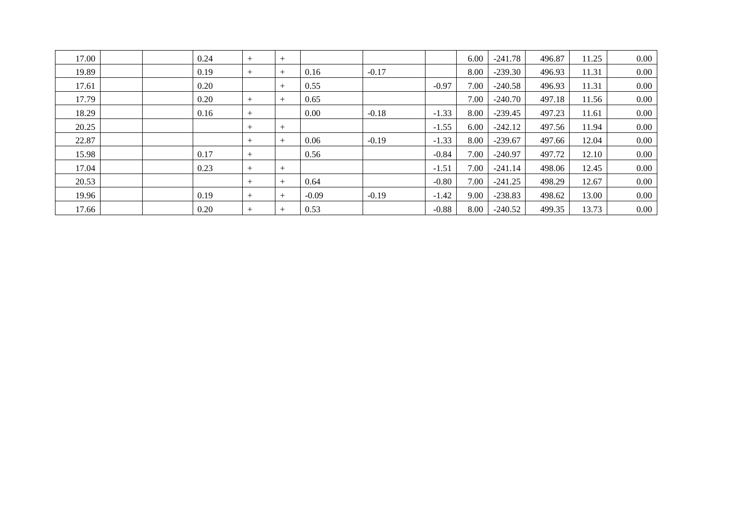| | | | | | | | | | | | | | |
|---|---|---|---|---|---|---|---|---|---|---|---|---|---|
| 17.00 | | | 0.24 | + | + | | | | 6.00 | -241.78 | 496.87 | 11.25 | 0.00 |
| 19.89 | | | 0.19 | + | + | 0.16 | -0.17 | | 8.00 | -239.30 | 496.93 | 11.31 | 0.00 |
| 17.61 | | | 0.20 | | + | 0.55 | | -0.97 | 7.00 | -240.58 | 496.93 | 11.31 | 0.00 |
| 17.79 | | | 0.20 | + | + | 0.65 | | | 7.00 | -240.70 | 497.18 | 11.56 | 0.00 |
| 18.29 | | | 0.16 | + | | 0.00 | -0.18 | -1.33 | 8.00 | -239.45 | 497.23 | 11.61 | 0.00 |
| 20.25 | | | | + | + | | | -1.55 | 6.00 | -242.12 | 497.56 | 11.94 | 0.00 |
| 22.87 | | | | + | + | 0.06 | -0.19 | -1.33 | 8.00 | -239.67 | 497.66 | 12.04 | 0.00 |
| 15.98 | | | 0.17 | + | | 0.56 | | -0.84 | 7.00 | -240.97 | 497.72 | 12.10 | 0.00 |
| 17.04 | | | 0.23 | + | + | | | -1.51 | 7.00 | -241.14 | 498.06 | 12.45 | 0.00 |
| 20.53 | | | | + | + | 0.64 | | -0.80 | 7.00 | -241.25 | 498.29 | 12.67 | 0.00 |
| 19.96 | | | 0.19 | + | + | -0.09 | -0.19 | -1.42 | 9.00 | -238.83 | 498.62 | 13.00 | 0.00 |
| 17.66 | | | 0.20 | + | + | 0.53 | | -0.88 | 8.00 | -240.52 | 499.35 | 13.73 | 0.00 |